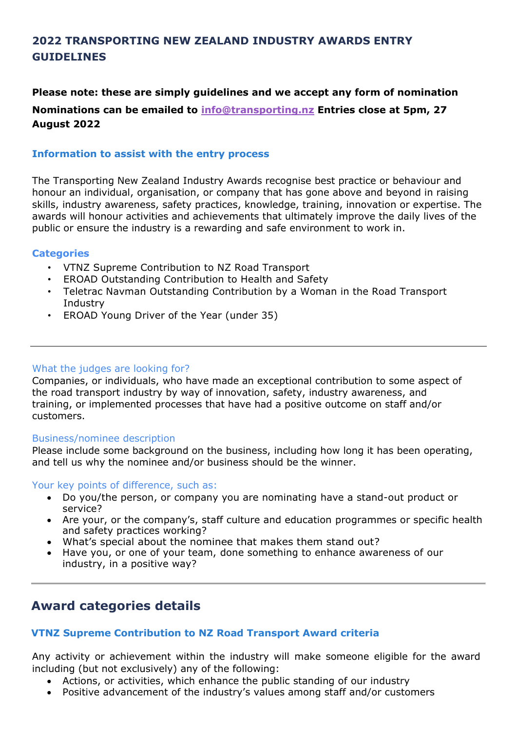## 2022 TRANSPORTING NEW ZEALAND INDUSTRY AWARDS ENTRY GUIDELINES

**Please note: these are simply guidelines and we accept any form of nomination**

**Nominations can be emailed to info@transporting.nz Entries close at 5pm, 27 August 2022**

### Information to assist with the entry process

The Transporting New Zealand Industry Awards recognise best practice or behaviour and honour an individual, organisation, or company that has gone above and beyond in raising skills, industry awareness, safety practices, knowledge, training, innovation or expertise. The awards will honour activities and achievements that ultimately improve the daily lives of the public or ensure the industry is a rewarding and safe environment to work in.

### Categories

- VTNZ Supreme Contribution to NZ Road Transport
- EROAD Outstanding Contribution to Health and Safety
- Teletrac Navman Outstanding Contribution by a Woman in the Road Transport Industry
- EROAD Young Driver of the Year (under 35)

---

What the judges are looking for?

Companies, or individuals, who have made an exceptional contribution to some aspect of the road transport industry by way of innovation, safety, industry awareness, and training, or implemented processes that have had a positive outcome on staff and/or customers.

Business/nominee description

Please include some background on the business, including how long it has been operating, and tell us why the nominee and/or business should be the winner.

Your key points of difference, such as:

- Do you/the person, or company you are nominating have a stand-out product or service?
- Are your, or the company's, staff culture and education programmes or specific health and safety practices working?
- What's special about the nominee that makes them stand out?
- Have you, or one of your team, done something to enhance awareness of our industry, in a positive way?

---

## Award categories details

### VTNZ Supreme Contribution to NZ Road Transport Award criteria

Any activity or achievement within the industry will make someone eligible for the award including (but not exclusively) any of the following:

- Actions, or activities, which enhance the public standing of our industry
- Positive advancement of the industry's values among staff and/or customers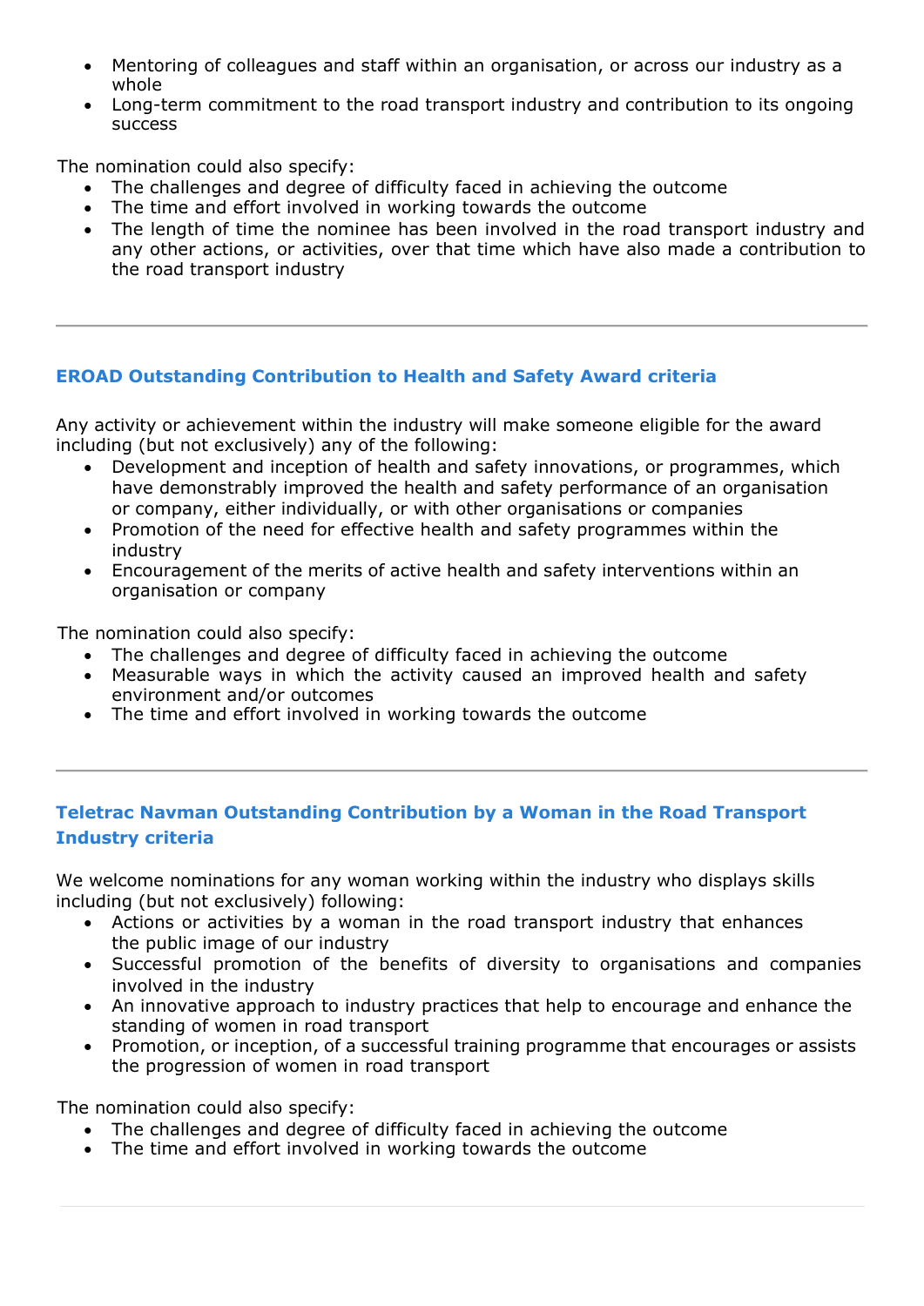- Mentoring of colleagues and staff within an organisation, or across our industry as a whole
- Long-term commitment to the road transport industry and contribution to its ongoing success

The nomination could also specify:

- The challenges and degree of difficulty faced in achieving the outcome
- The time and effort involved in working towards the outcome
- The length of time the nominee has been involved in the road transport industry and any other actions, or activities, over that time which have also made a contribution to the road transport industry

---

### EROAD Outstanding Contribution to Health and Safety Award criteria

Any activity or achievement within the industry will make someone eligible for the award including (but not exclusively) any of the following:

- Development and inception of health and safety innovations, or programmes, which have demonstrably improved the health and safety performance of an organisation or company, either individually, or with other organisations or companies
- Promotion of the need for effective health and safety programmes within the industry
- Encouragement of the merits of active health and safety interventions within an organisation or company

The nomination could also specify:

- The challenges and degree of difficulty faced in achieving the outcome
- Measurable ways in which the activity caused an improved health and safety environment and/or outcomes
- The time and effort involved in working towards the outcome

---

### Teletrac Navman Outstanding Contribution by a Woman in the Road Transport Industry criteria

We welcome nominations for any woman working within the industry who displays skills including (but not exclusively) following:

- Actions or activities by a woman in the road transport industry that enhances the public image of our industry
- Successful promotion of the benefits of diversity to organisations and companies involved in the industry
- An innovative approach to industry practices that help to encourage and enhance the standing of women in road transport
- Promotion, or inception, of a successful training programme that encourages or assists the progression of women in road transport

The nomination could also specify:

- The challenges and degree of difficulty faced in achieving the outcome
- The time and effort involved in working towards the outcome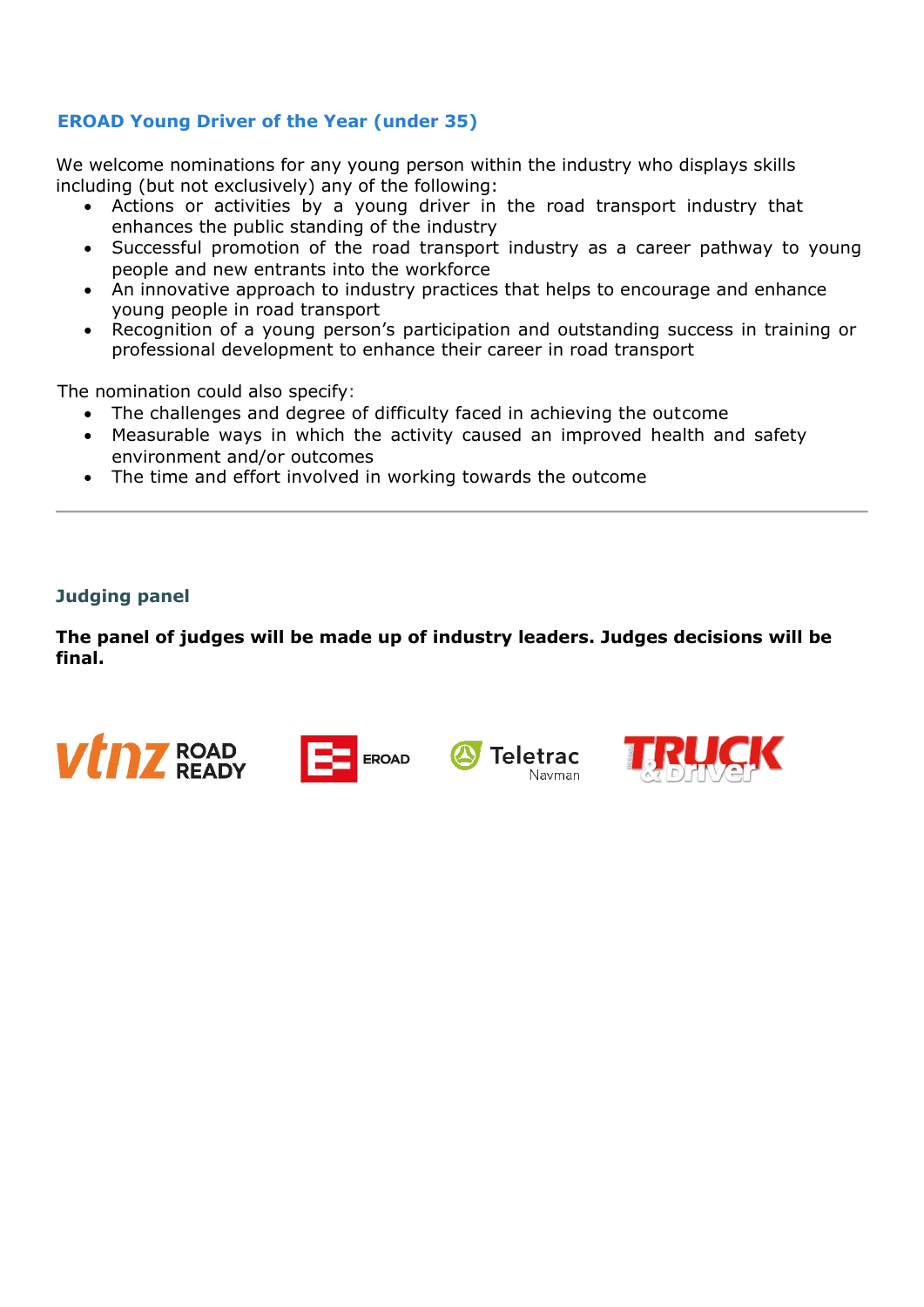### EROAD Young Driver of the Year (under 35)

We welcome nominations for any young person within the industry who displays skills including (but not exclusively) any of the following:

- Actions or activities by a young driver in the road transport industry that enhances the public standing of the industry
- Successful promotion of the road transport industry as a career pathway to young people and new entrants into the workforce
- An innovative approach to industry practices that helps to encourage and enhance young people in road transport
- Recognition of a young person's participation and outstanding success in training or professional development to enhance their career in road transport

The nomination could also specify:

- The challenges and degree of difficulty faced in achieving the outcome
- Measurable ways in which the activity caused an improved health and safety environment and/or outcomes
- The time and effort involved in working towards the outcome

---

### Judging panel

**The panel of judges will be made up of industry leaders. Judges decisions will be final.**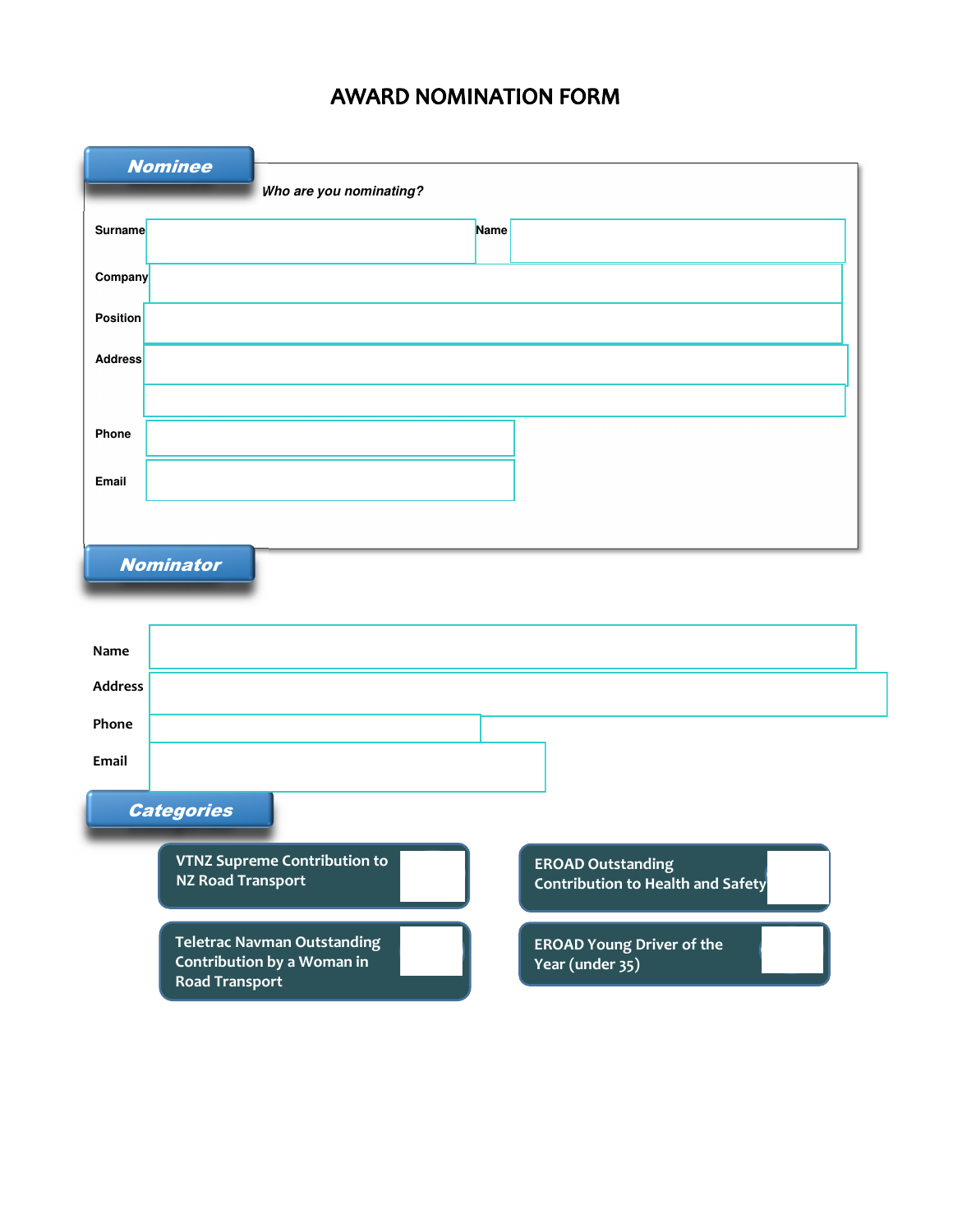# AWARD NOMINATION FORM

## Nominee

*Who are you nominating?*

Surname

Name

Company

Position

Address

Phone

Email

## Nominator

Name

Address

Phone

Email

## Categories

VTNZ Supreme Contribution to NZ Road Transport

EROAD Outstanding Contribution to Health and Safety

Teletrac Navman Outstanding Contribution by a Woman in Road Transport

EROAD Young Driver of the Year (under 35)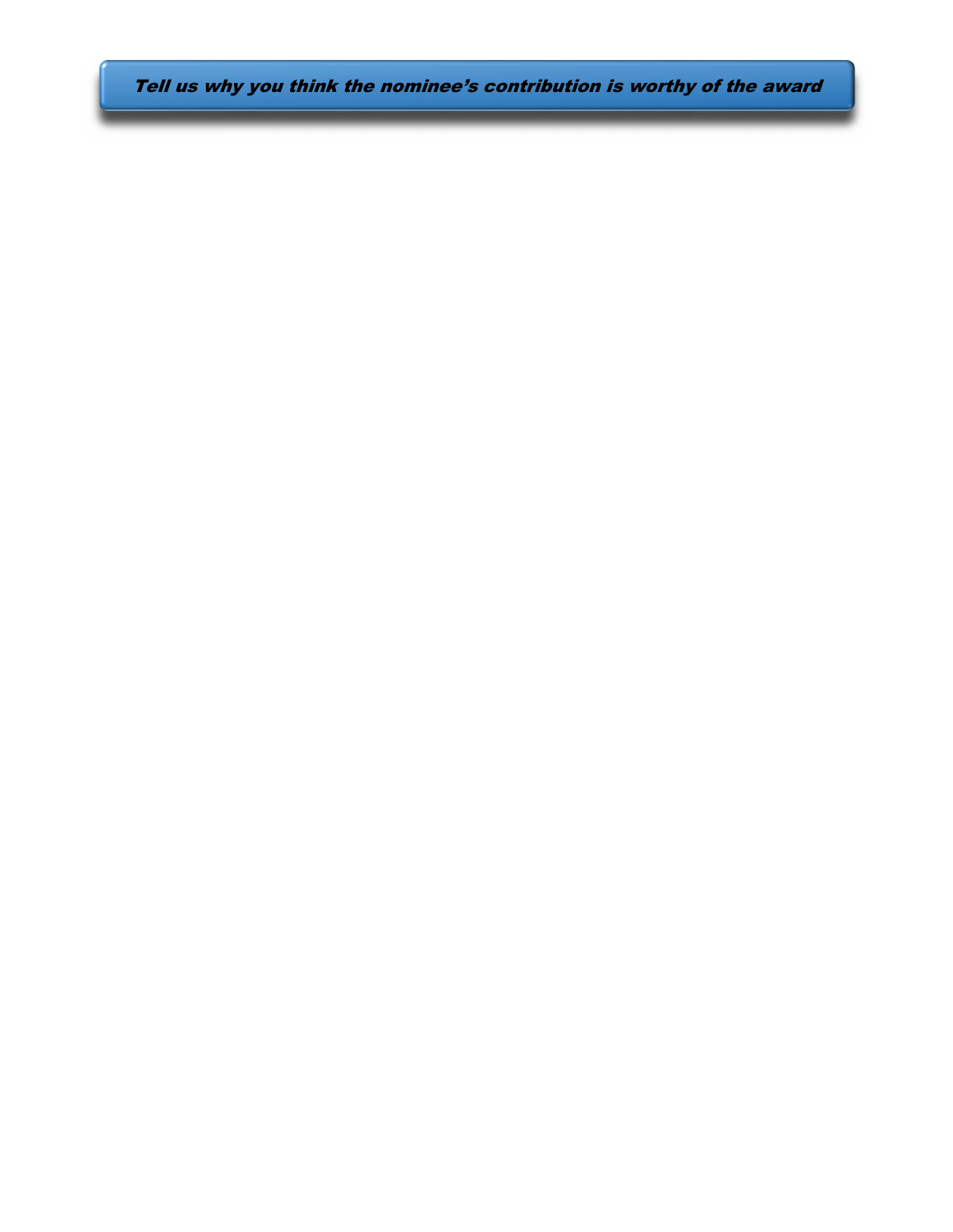***Tell us why you think the nominee's contribution is worthy of the award***